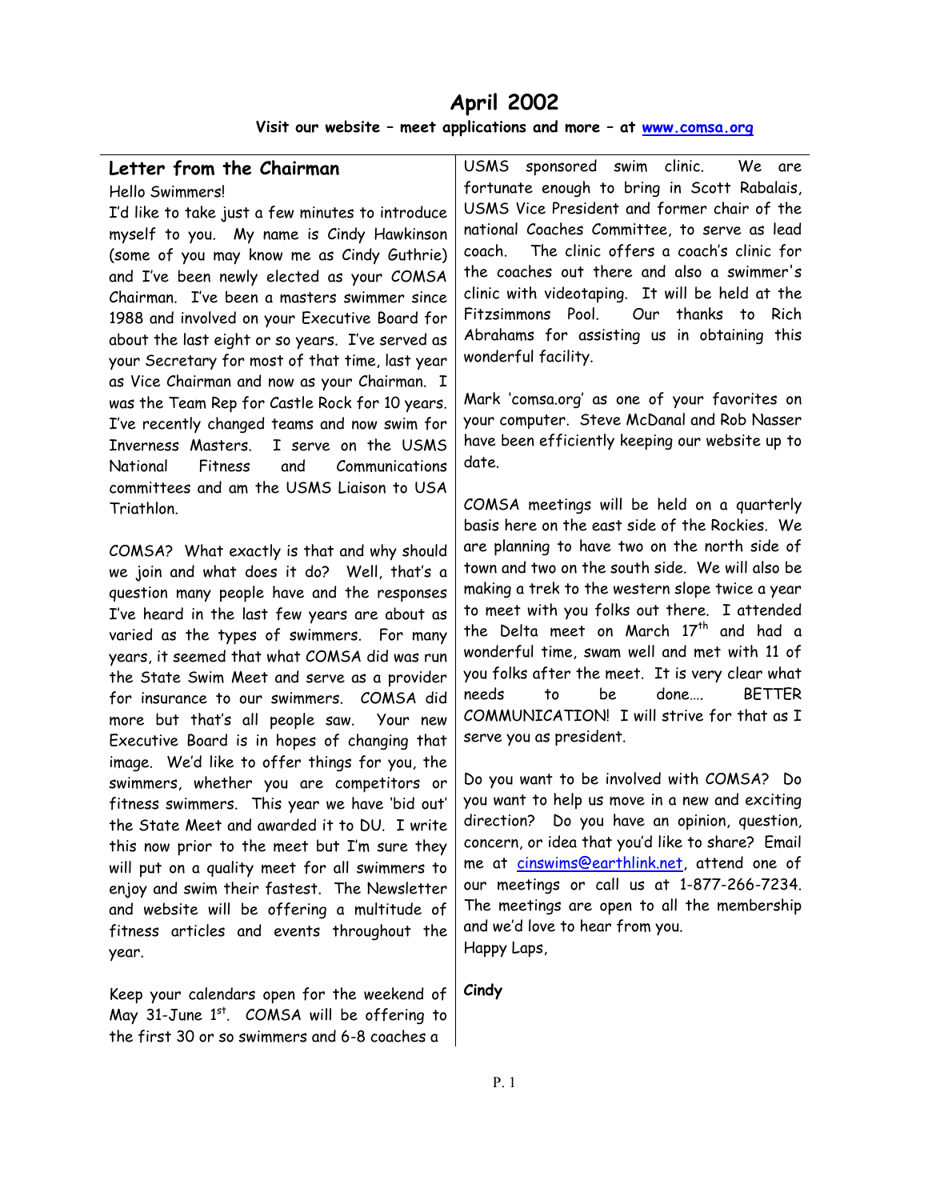# April 2002

**Visit our website – meet applications and more – at [www.comsa.org](http://www.comsa.org)**

## Letter from the Chairman

Hello Swimmers!

I'd like to take just a few minutes to introduce myself to you. My name is Cindy Hawkinson (some of you may know me as Cindy Guthrie) and I've been newly elected as your COMSA Chairman. I've been a masters swimmer since 1988 and involved on your Executive Board for about the last eight or so years. I've served as your Secretary for most of that time, last year as Vice Chairman and now as your Chairman. I was the Team Rep for Castle Rock for 10 years. I've recently changed teams and now swim for Inverness Masters. I serve on the USMS National Fitness and Communications committees and am the USMS Liaison to USA Triathlon.

COMSA? What exactly is that and why should we join and what does it do? Well, that's a question many people have and the responses I've heard in the last few years are about as varied as the types of swimmers. For many years, it seemed that what COMSA did was run the State Swim Meet and serve as a provider for insurance to our swimmers. COMSA did more but that's all people saw. Your new Executive Board is in hopes of changing that image. We'd like to offer things for you, the swimmers, whether you are competitors or fitness swimmers. This year we have 'bid out' the State Meet and awarded it to DU. I write this now prior to the meet but I'm sure they will put on a quality meet for all swimmers to enjoy and swim their fastest. The Newsletter and website will be offering a multitude of fitness articles and events throughout the year.

Keep your calendars open for the weekend of May 31-June 1st. COMSA will be offering to the first 30 or so swimmers and 6-8 coaches a USMS sponsored swim clinic. We are fortunate enough to bring in Scott Rabalais, USMS Vice President and former chair of the national Coaches Committee, to serve as lead coach. The clinic offers a coach's clinic for the coaches out there and also a swimmer's clinic with videotaping. It will be held at the Fitzsimmons Pool. Our thanks to Rich Abrahams for assisting us in obtaining this wonderful facility.

Mark 'comsa.org' as one of your favorites on your computer. Steve McDanal and Rob Nasser have been efficiently keeping our website up to date.

COMSA meetings will be held on a quarterly basis here on the east side of the Rockies. We are planning to have two on the north side of town and two on the south side. We will also be making a trek to the western slope twice a year to meet with you folks out there. I attended the Delta meet on March 17th and had a wonderful time, swam well and met with 11 of you folks after the meet. It is very clear what needs to be done…. BETTER COMMUNICATION! I will strive for that as I serve you as president.

Do you want to be involved with COMSA? Do you want to help us move in a new and exciting direction? Do you have an opinion, question, concern, or idea that you'd like to share? Email me at [cinswims@earthlink.net](mailto:cinswims@earthlink.net), attend one of our meetings or call us at 1-877-266-7234. The meetings are open to all the membership and we'd love to hear from you.

Happy Laps,

**Cindy**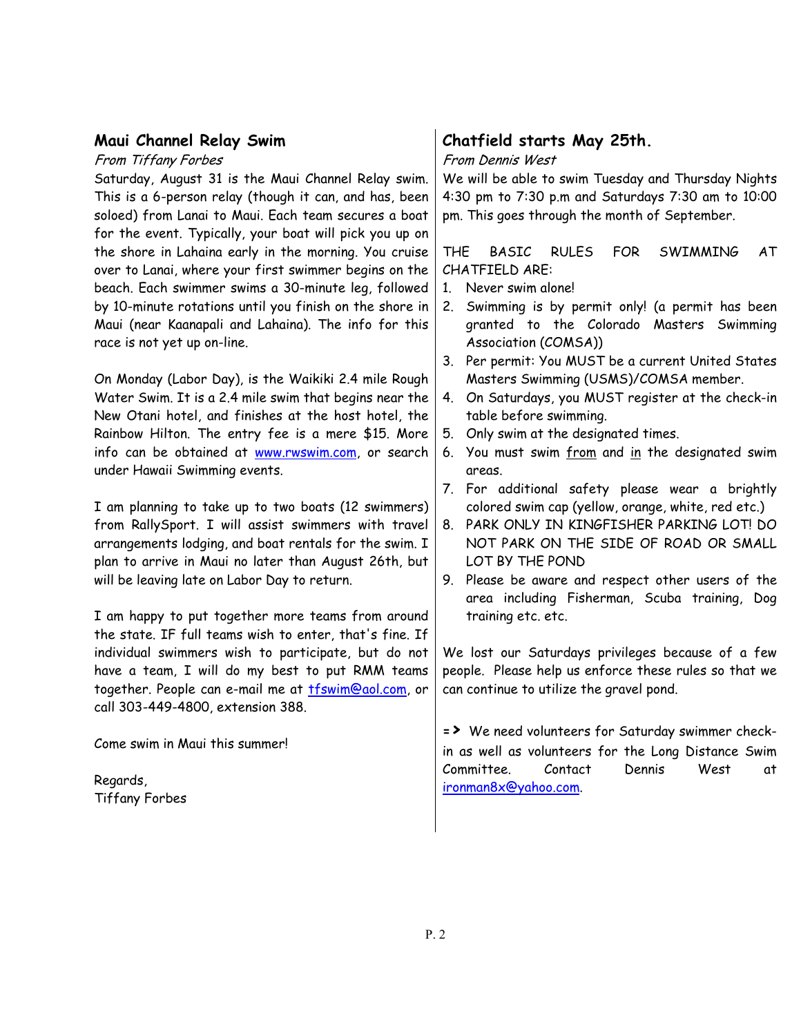## Maui Channel Relay Swim

*From Tiffany Forbes*

Saturday, August 31 is the Maui Channel Relay swim. This is a 6-person relay (though it can, and has, been soloed) from Lanai to Maui. Each team secures a boat for the event. Typically, your boat will pick you up on the shore in Lahaina early in the morning. You cruise over to Lanai, where your first swimmer begins on the beach. Each swimmer swims a 30-minute leg, followed by 10-minute rotations until you finish on the shore in Maui (near Kaanapali and Lahaina). The info for this race is not yet up on-line.

On Monday (Labor Day), is the Waikiki 2.4 mile Rough Water Swim. It is a 2.4 mile swim that begins near the New Otani hotel, and finishes at the host hotel, the Rainbow Hilton. The entry fee is a mere $15. More info can be obtained at www.rwswim.com, or search under Hawaii Swimming events.

I am planning to take up to two boats (12 swimmers) from RallySport. I will assist swimmers with travel arrangements lodging, and boat rentals for the swim. I plan to arrive in Maui no later than August 26th, but will be leaving late on Labor Day to return.

I am happy to put together more teams from around the state. IF full teams wish to enter, that's fine. If individual swimmers wish to participate, but do not have a team, I will do my best to put RMM teams together. People can e-mail me at tfswim@aol.com, or call 303-449-4800, extension 388.

Come swim in Maui this summer!

Regards,
Tiffany Forbes

## Chatfield starts May 25th.

*From Dennis West*

We will be able to swim Tuesday and Thursday Nights 4:30 pm to 7:30 p.m and Saturdays 7:30 am to 10:00 pm. This goes through the month of September.

THE BASIC RULES FOR SWIMMING AT CHATFIELD ARE:

1. Never swim alone!
2. Swimming is by permit only! (a permit has been granted to the Colorado Masters Swimming Association (COMSA))
3. Per permit: You MUST be a current United States Masters Swimming (USMS)/COMSA member.
4. On Saturdays, you MUST register at the check-in table before swimming.
5. Only swim at the designated times.
6. You must swim <u>from</u> and <u>in</u> the designated swim areas.
7. For additional safety please wear a brightly colored swim cap (yellow, orange, white, red etc.)
8. PARK ONLY IN KINGFISHER PARKING LOT! DO NOT PARK ON THE SIDE OF ROAD OR SMALL LOT BY THE POND
9. Please be aware and respect other users of the area including Fisherman, Scuba training, Dog training etc. etc.

We lost our Saturdays privileges because of a few people. Please help us enforce these rules so that we can continue to utilize the gravel pond.

=> We need volunteers for Saturday swimmer check-in as well as volunteers for the Long Distance Swim Committee. Contact Dennis West at ironman8x@yahoo.com.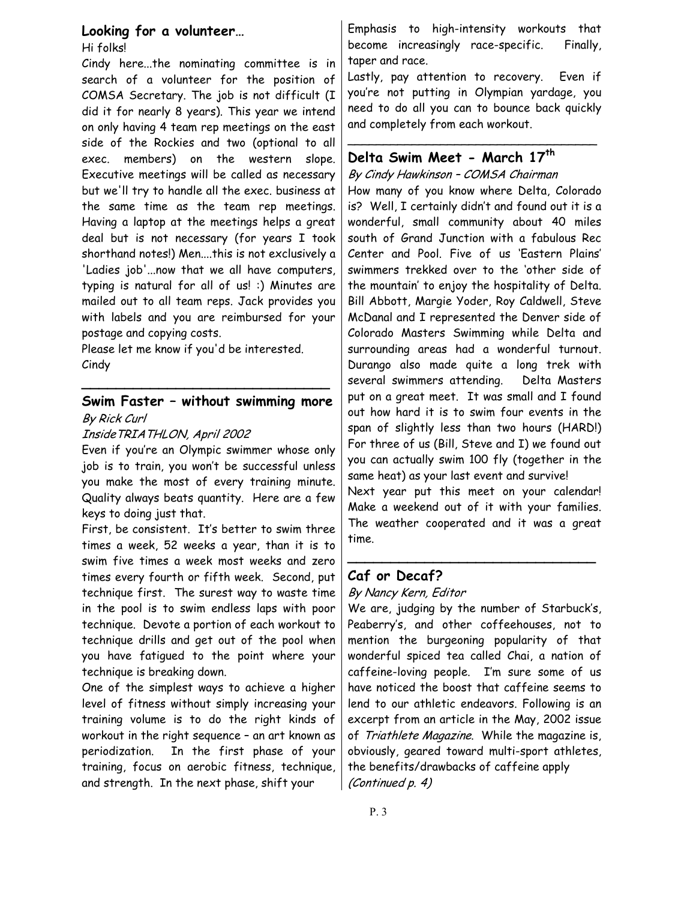## Looking for a volunteer…

Hi folks!

Cindy here...the nominating committee is in search of a volunteer for the position of COMSA Secretary. The job is not difficult (I did it for nearly 8 years). This year we intend on only having 4 team rep meetings on the east side of the Rockies and two (optional to all exec. members) on the western slope. Executive meetings will be called as necessary but we'll try to handle all the exec. business at the same time as the team rep meetings. Having a laptop at the meetings helps a great deal but is not necessary (for years I took shorthand notes!) Men....this is not exclusively a 'Ladies job'...now that we all have computers, typing is natural for all of us! :) Minutes are mailed out to all team reps. Jack provides you with labels and you are reimbursed for your postage and copying costs.

Please let me know if you'd be interested.

Cindy

---

## Swim Faster – without swimming more

*By Rick Curl*

*InsideTRIATHLON, April 2002*

Even if you're an Olympic swimmer whose only job is to train, you won't be successful unless you make the most of every training minute. Quality always beats quantity. Here are a few keys to doing just that.

First, be consistent. It's better to swim three times a week, 52 weeks a year, than it is to swim five times a week most weeks and zero times every fourth or fifth week. Second, put technique first. The surest way to waste time in the pool is to swim endless laps with poor technique. Devote a portion of each workout to technique drills and get out of the pool when you have fatigued to the point where your technique is breaking down.

One of the simplest ways to achieve a higher level of fitness without simply increasing your training volume is to do the right kinds of workout in the right sequence – an art known as periodization. In the first phase of your training, focus on aerobic fitness, technique, and strength. In the next phase, shift your Emphasis to high-intensity workouts that become increasingly race-specific. Finally, taper and race.

Lastly, pay attention to recovery. Even if you're not putting in Olympian yardage, you need to do all you can to bounce back quickly and completely from each workout.

---

## Delta Swim Meet - March 17th

*By Cindy Hawkinson – COMSA Chairman*

How many of you know where Delta, Colorado is? Well, I certainly didn't and found out it is a wonderful, small community about 40 miles south of Grand Junction with a fabulous Rec Center and Pool. Five of us 'Eastern Plains' swimmers trekked over to the 'other side of the mountain' to enjoy the hospitality of Delta. Bill Abbott, Margie Yoder, Roy Caldwell, Steve McDanal and I represented the Denver side of Colorado Masters Swimming while Delta and surrounding areas had a wonderful turnout. Durango also made quite a long trek with several swimmers attending. Delta Masters put on a great meet. It was small and I found out how hard it is to swim four events in the span of slightly less than two hours (HARD!) For three of us (Bill, Steve and I) we found out you can actually swim 100 fly (together in the same heat) as your last event and survive!

Next year put this meet on your calendar! Make a weekend out of it with your families. The weather cooperated and it was a great time.

---

## Caf or Decaf?

*By Nancy Kern, Editor*

We are, judging by the number of Starbuck's, Peaberry's, and other coffeehouses, not to mention the burgeoning popularity of that wonderful spiced tea called Chai, a nation of caffeine-loving people. I'm sure some of us have noticed the boost that caffeine seems to lend to our athletic endeavors. Following is an excerpt from an article in the May, 2002 issue of *Triathlete Magazine*. While the magazine is, obviously, geared toward multi-sport athletes, the benefits/drawbacks of caffeine apply

*(Continued p. 4)*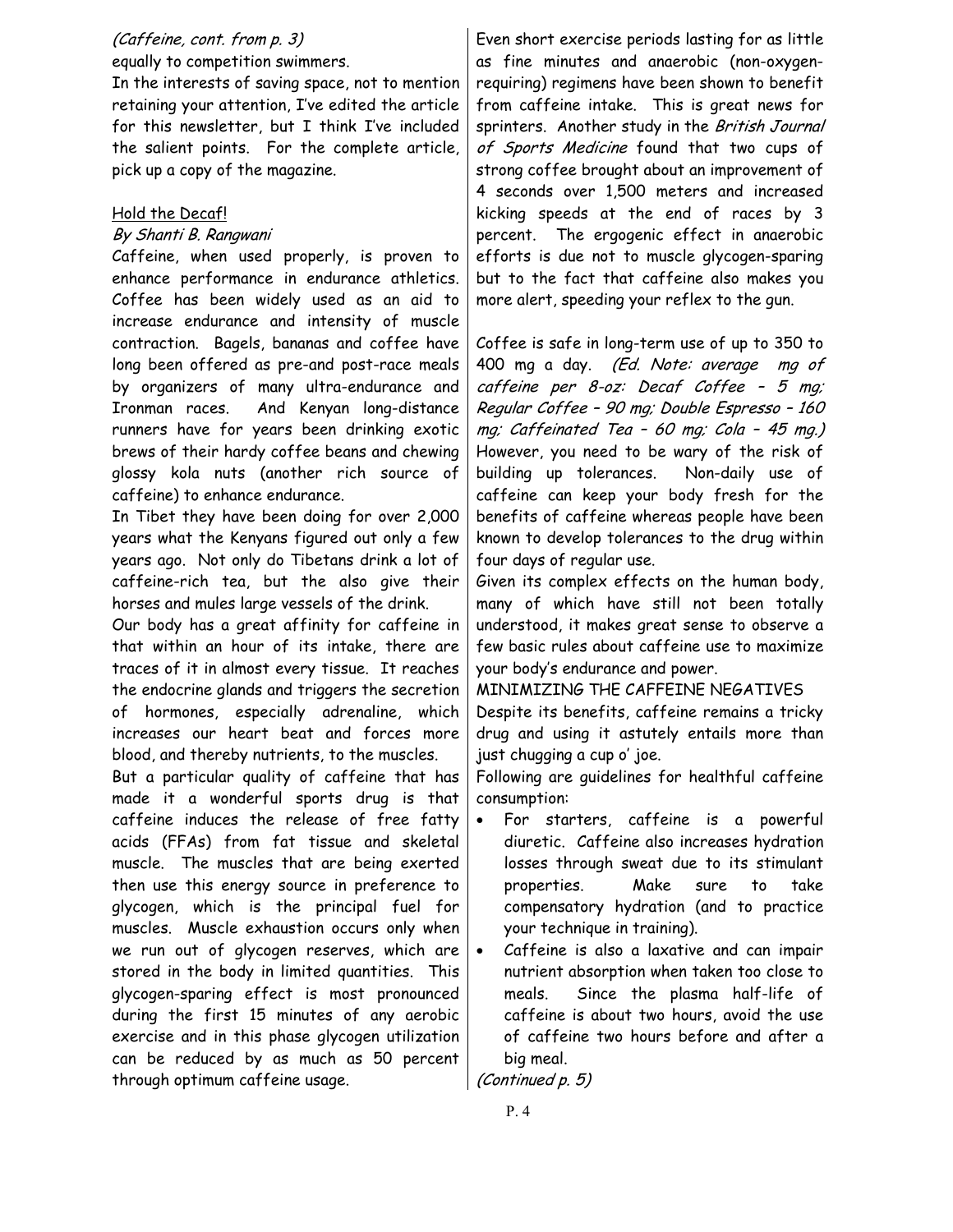*(Caffeine, cont. from p. 3)*

equally to competition swimmers.

In the interests of saving space, not to mention retaining your attention, I've edited the article for this newsletter, but I think I've included the salient points. For the complete article, pick up a copy of the magazine.

## Hold the Decaf!

*By Shanti B. Rangwani*

Caffeine, when used properly, is proven to enhance performance in endurance athletics. Coffee has been widely used as an aid to increase endurance and intensity of muscle contraction. Bagels, bananas and coffee have long been offered as pre-and post-race meals by organizers of many ultra-endurance and Ironman races. And Kenyan long-distance runners have for years been drinking exotic brews of their hardy coffee beans and chewing glossy kola nuts (another rich source of caffeine) to enhance endurance.

In Tibet they have been doing for over 2,000 years what the Kenyans figured out only a few years ago. Not only do Tibetans drink a lot of caffeine-rich tea, but the also give their horses and mules large vessels of the drink.

Our body has a great affinity for caffeine in that within an hour of its intake, there are traces of it in almost every tissue. It reaches the endocrine glands and triggers the secretion of hormones, especially adrenaline, which increases our heart beat and forces more blood, and thereby nutrients, to the muscles.

But a particular quality of caffeine that has made it a wonderful sports drug is that caffeine induces the release of free fatty acids (FFAs) from fat tissue and skeletal muscle. The muscles that are being exerted then use this energy source in preference to glycogen, which is the principal fuel for muscles. Muscle exhaustion occurs only when we run out of glycogen reserves, which are stored in the body in limited quantities. This glycogen-sparing effect is most pronounced during the first 15 minutes of any aerobic exercise and in this phase glycogen utilization can be reduced by as much as 50 percent through optimum caffeine usage.

Even short exercise periods lasting for as little as fine minutes and anaerobic (non-oxygen-requiring) regimens have been shown to benefit from caffeine intake. This is great news for sprinters. Another study in the *British Journal of Sports Medicine* found that two cups of strong coffee brought about an improvement of 4 seconds over 1,500 meters and increased kicking speeds at the end of races by 3 percent. The ergogenic effect in anaerobic efforts is due not to muscle glycogen-sparing but to the fact that caffeine also makes you more alert, speeding your reflex to the gun.

Coffee is safe in long-term use of up to 350 to 400 mg a day. *(Ed. Note: average mg of caffeine per 8-oz: Decaf Coffee – 5 mg; Regular Coffee – 90 mg; Double Espresso – 160 mg; Caffeinated Tea – 60 mg; Cola – 45 mg.)* However, you need to be wary of the risk of building up tolerances. Non-daily use of caffeine can keep your body fresh for the benefits of caffeine whereas people have been known to develop tolerances to the drug within four days of regular use.

Given its complex effects on the human body, many of which have still not been totally understood, it makes great sense to observe a few basic rules about caffeine use to maximize your body's endurance and power.

### MINIMIZING THE CAFFEINE NEGATIVES

Despite its benefits, caffeine remains a tricky drug and using it astutely entails more than just chugging a cup o' joe.

Following are guidelines for healthful caffeine consumption:

- For starters, caffeine is a powerful diuretic. Caffeine also increases hydration losses through sweat due to its stimulant properties. Make sure to take compensatory hydration (and to practice your technique in training).
- Caffeine is also a laxative and can impair nutrient absorption when taken too close to meals. Since the plasma half-life of caffeine is about two hours, avoid the use of caffeine two hours before and after a big meal.

*(Continued p. 5)*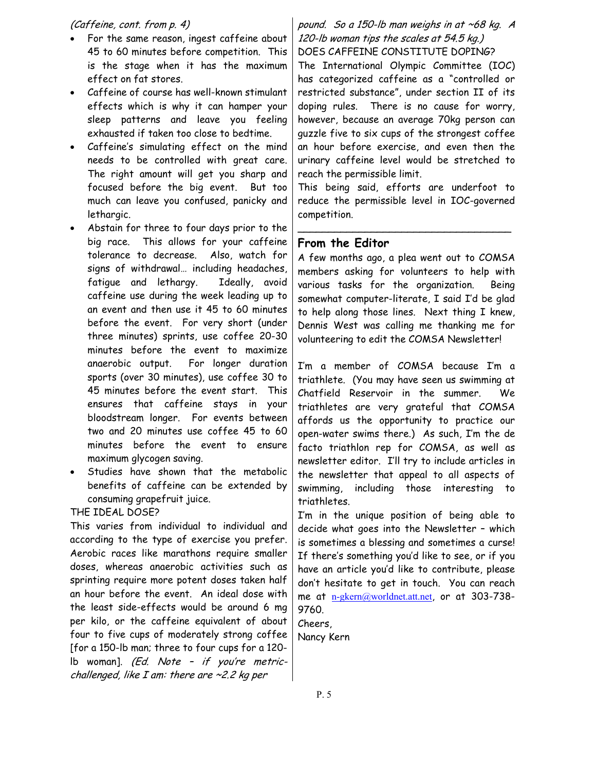*(Caffeine, cont. from p. 4)*

- For the same reason, ingest caffeine about 45 to 60 minutes before competition. This is the stage when it has the maximum effect on fat stores.
- Caffeine of course has well-known stimulant effects which is why it can hamper your sleep patterns and leave you feeling exhausted if taken too close to bedtime.
- Caffeine's simulating effect on the mind needs to be controlled with great care. The right amount will get you sharp and focused before the big event. But too much can leave you confused, panicky and lethargic.
- Abstain for three to four days prior to the big race. This allows for your caffeine tolerance to decrease. Also, watch for signs of withdrawal… including headaches, fatigue and lethargy. Ideally, avoid caffeine use during the week leading up to an event and then use it 45 to 60 minutes before the event. For very short (under three minutes) sprints, use coffee 20-30 minutes before the event to maximize anaerobic output. For longer duration sports (over 30 minutes), use coffee 30 to 45 minutes before the event start. This ensures that caffeine stays in your bloodstream longer. For events between two and 20 minutes use coffee 45 to 60 minutes before the event to ensure maximum glycogen saving.
- Studies have shown that the metabolic benefits of caffeine can be extended by consuming grapefruit juice.

THE IDEAL DOSE?

This varies from individual to individual and according to the type of exercise you prefer. Aerobic races like marathons require smaller doses, whereas anaerobic activities such as sprinting require more potent doses taken half an hour before the event. An ideal dose with the least side-effects would be around 6 mg per kilo, or the caffeine equivalent of about four to five cups of moderately strong coffee [for a 150-lb man; three to four cups for a 120-lb woman]. *(Ed. Note – if you're metric-challenged, like I am: there are ~2.2 kg per pound. So a 150-lb man weighs in at ~68 kg. A 120-lb woman tips the scales at 54.5 kg.)*

DOES CAFFEINE CONSTITUTE DOPING?

The International Olympic Committee (IOC) has categorized caffeine as a "controlled or restricted substance", under section II of its doping rules. There is no cause for worry, however, because an average 70kg person can guzzle five to six cups of the strongest coffee an hour before exercise, and even then the urinary caffeine level would be stretched to reach the permissible limit.

This being said, efforts are underfoot to reduce the permissible level in IOC-governed competition.

---

## From the Editor

A few months ago, a plea went out to COMSA members asking for volunteers to help with various tasks for the organization. Being somewhat computer-literate, I said I'd be glad to help along those lines. Next thing I knew, Dennis West was calling me thanking me for volunteering to edit the COMSA Newsletter!

I'm a member of COMSA because I'm a triathlete. (You may have seen us swimming at Chatfield Reservoir in the summer. We triathletes are very grateful that COMSA affords us the opportunity to practice our open-water swims there.) As such, I'm the de facto triathlon rep for COMSA, as well as newsletter editor. I'll try to include articles in the newsletter that appeal to all aspects of swimming, including those interesting to triathletes.

I'm in the unique position of being able to decide what goes into the Newsletter – which is sometimes a blessing and sometimes a curse! If there's something you'd like to see, or if you have an article you'd like to contribute, please don't hesitate to get in touch. You can reach me at n-gkern@worldnet.att.net, or at 303-738-9760.

Cheers,
Nancy Kern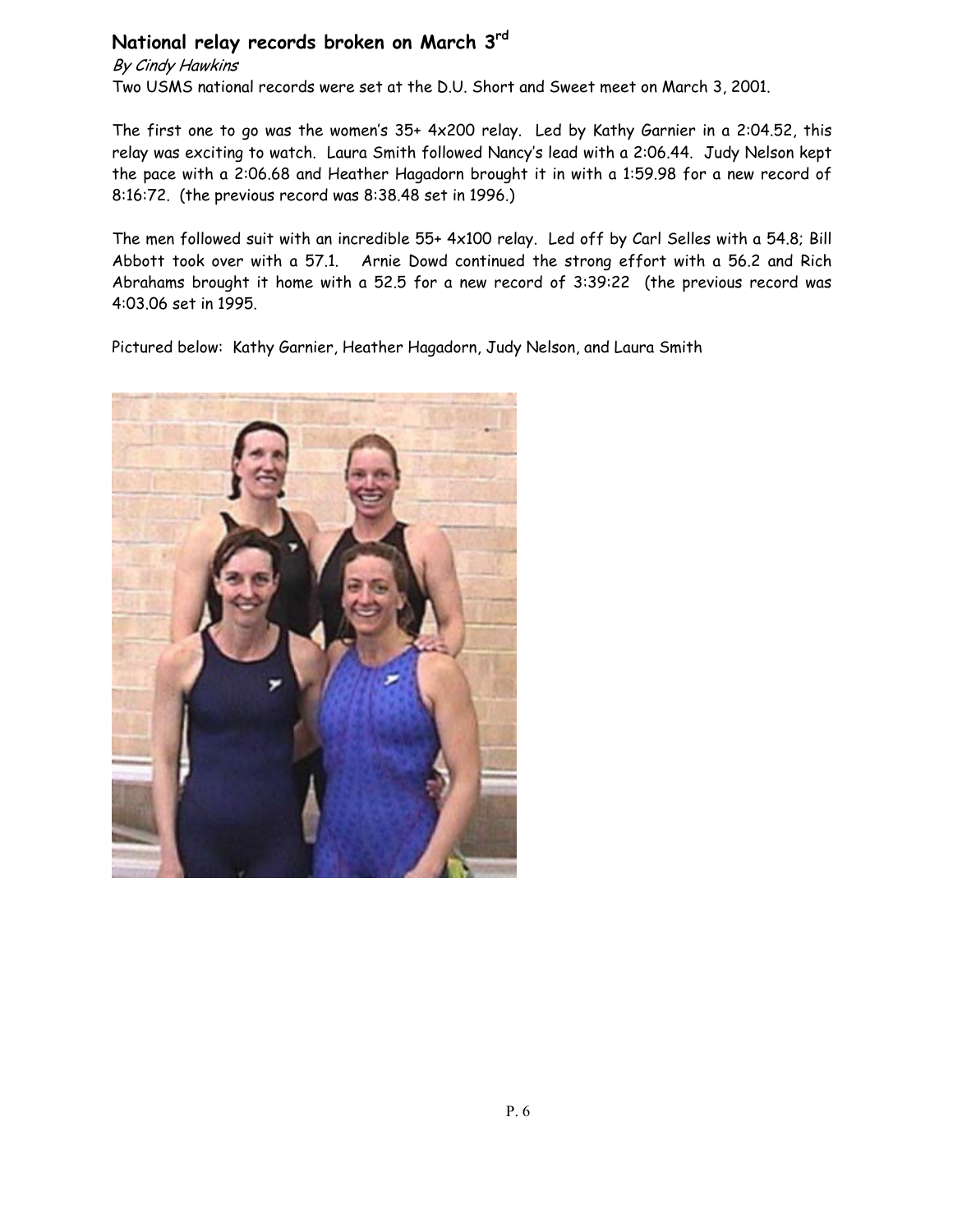## National relay records broken on March 3rd

*By Cindy Hawkins*

Two USMS national records were set at the D.U. Short and Sweet meet on March 3, 2001.

The first one to go was the women's 35+ 4x200 relay. Led by Kathy Garnier in a 2:04.52, this relay was exciting to watch. Laura Smith followed Nancy's lead with a 2:06.44. Judy Nelson kept the pace with a 2:06.68 and Heather Hagadorn brought it in with a 1:59.98 for a new record of 8:16:72. (the previous record was 8:38.48 set in 1996.)

The men followed suit with an incredible 55+ 4x100 relay. Led off by Carl Selles with a 54.8; Bill Abbott took over with a 57.1. Arnie Dowd continued the strong effort with a 56.2 and Rich Abrahams brought it home with a 52.5 for a new record of 3:39:22 (the previous record was 4:03.06 set in 1995.

Pictured below: Kathy Garnier, Heather Hagadorn, Judy Nelson, and Laura Smith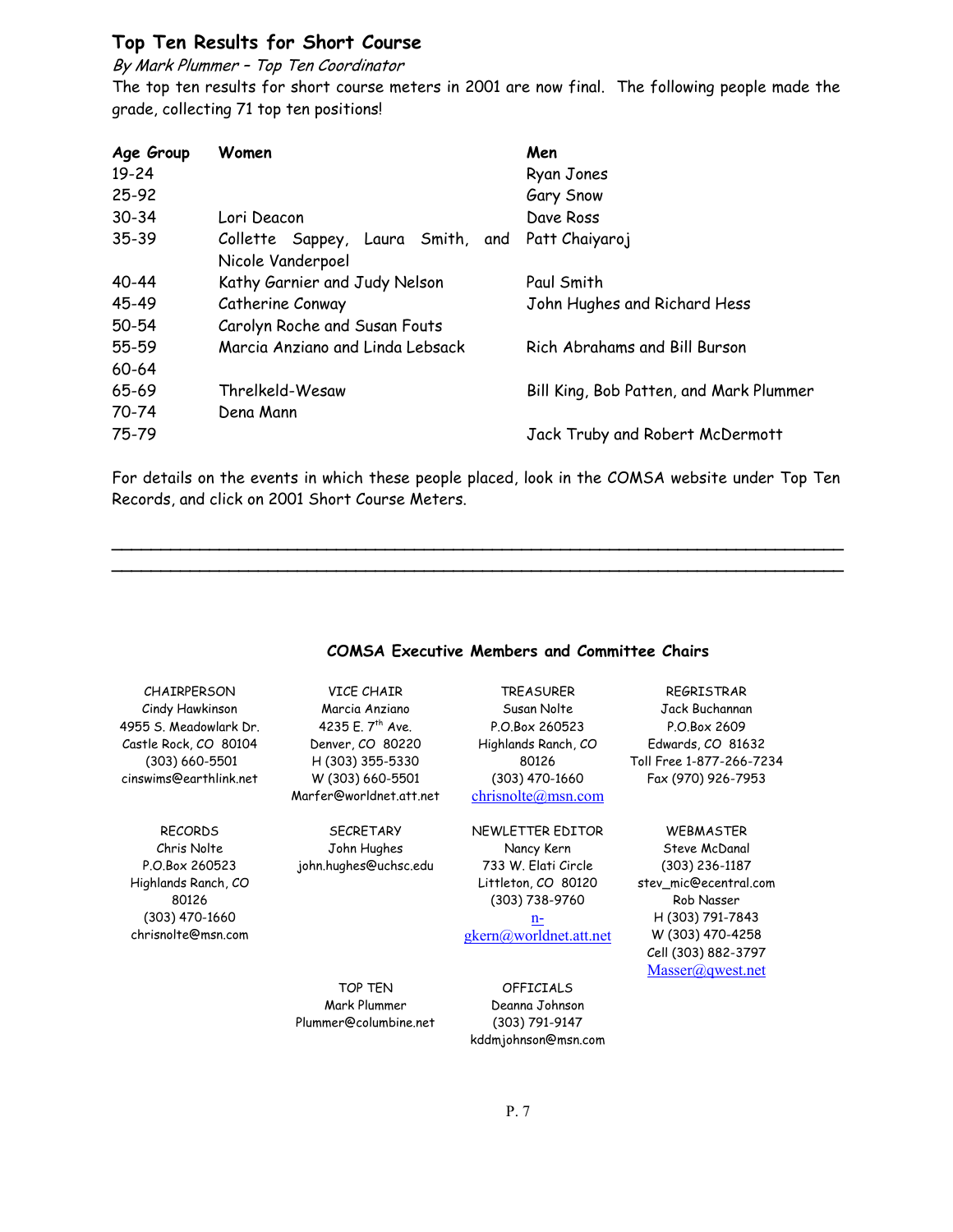## Top Ten Results for Short Course

*By Mark Plummer – Top Ten Coordinator*

The top ten results for short course meters in 2001 are now final. The following people made the grade, collecting 71 top ten positions!

| Age Group | Women | Men |
|---|---|---|
| 19-24 | | Ryan Jones |
| 25-92 | | Gary Snow |
| 30-34 | Lori Deacon | Dave Ross |
| 35-39 | Collette Sappey, Laura Smith, and Nicole Vanderpoel | Patt Chaiyaroj |
| 40-44 | Kathy Garnier and Judy Nelson | Paul Smith |
| 45-49 | Catherine Conway | John Hughes and Richard Hess |
| 50-54 | Carolyn Roche and Susan Fouts | |
| 55-59 | Marcia Anziano and Linda Lebsack | Rich Abrahams and Bill Burson |
| 60-64 | | |
| 65-69 | Threlkeld-Wesaw | Bill King, Bob Patten, and Mark Plummer |
| 70-74 | Dena Mann | |
| 75-79 | | Jack Truby and Robert McDermott |

For details on the events in which these people placed, look in the COMSA website under Top Ten Records, and click on 2001 Short Course Meters.

---

### COMSA Executive Members and Committee Chairs

CHAIRPERSON
Cindy Hawkinson
4955 S. Meadowlark Dr.
Castle Rock, CO 80104
(303) 660-5501
cinswims@earthlink.net

VICE CHAIR
Marcia Anziano
4235 E. 7th Ave.
Denver, CO 80220
H (303) 355-5330
W (303) 660-5501
Marfer@worldnet.att.net

TREASURER
Susan Nolte
P.O.Box 260523
Highlands Ranch, CO 80126
(303) 470-1660
chrisnolte@msn.com

REGRISTRAR
Jack Buchannan
P.O.Box 2609
Edwards, CO 81632
Toll Free 1-877-266-7234
Fax (970) 926-7953

RECORDS
Chris Nolte
P.O.Box 260523
Highlands Ranch, CO 80126
(303) 470-1660
chrisnolte@msn.com

SECRETARY
John Hughes
john.hughes@uchsc.edu

NEWLETTER EDITOR
Nancy Kern
733 W. Elati Circle
Littleton, CO 80120
(303) 738-9760
n-gkern@worldnet.att.net

WEBMASTER
Steve McDanal
(303) 236-1187
stev_mic@ecentral.com
Rob Nasser
H (303) 791-7843
W (303) 470-4258
Cell (303) 882-3797
Masser@qwest.net

TOP TEN
Mark Plummer
Plummer@columbine.net

OFFICIALS
Deanna Johnson
(303) 791-9147
kddmjohnson@msn.com